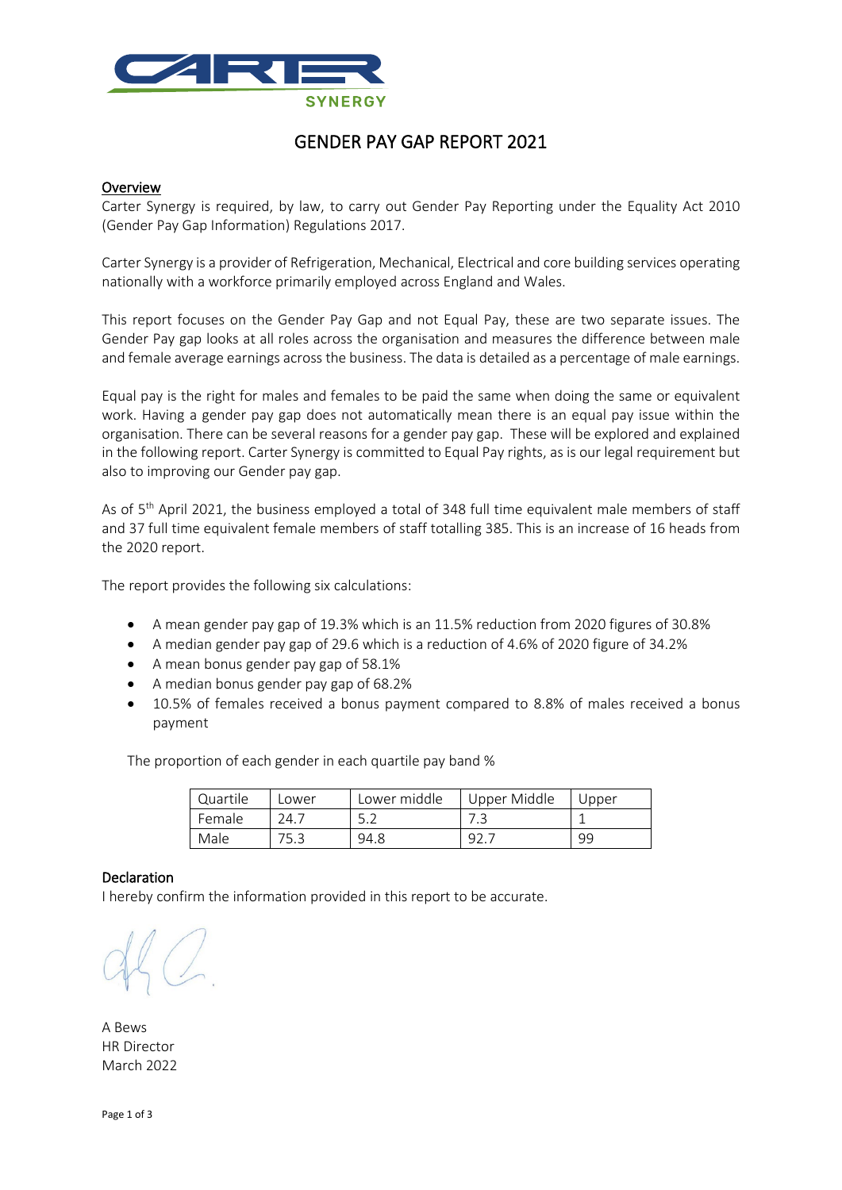# GENDER PAY GAP REPORT 2021

## Overview

Carter Synergy is required, by law, to carry out Gender Pay Reporting under the Equality Act 2010 (Gender Pay Gap Information) Regulations 2017.

Carter Synergy is a provider of Refrigeration, Mechanical, Electrical and core building services operating nationally with a workforce primarily employed across England and Wales.

This report focuses on the Gender Pay Gap and not Equal Pay, these are two separate issues. The Gender Pay gap looks at all roles across the organisation and measures the difference between male and female average earnings across the business. The data is detailed as a percentage of male earnings.

Equal pay is the right for males and females to be paid the same when doing the same or equivalent work. Having a gender pay gap does not automatically mean there is an equal pay issue within the organisation. There can be several reasons for a gender pay gap. These will be explored and explained in the following report. Carter Synergy is committed to Equal Pay rights, as is our legal requirement but also to improving our Gender pay gap.

As of 5th April 2021, the business employed a total of 348 full time equivalent male members of staff and 37 full time equivalent female members of staff totalling 385. This is an increase of 16 heads from the 2020 report.

The report provides the following six calculations:

- A mean gender pay gap of 19.3% which is an 11.5% reduction from 2020 figures of 30.8%
- A median gender pay gap of 29.6 which is a reduction of 4.6% of 2020 figure of 34.2%
- A mean bonus gender pay gap of 58.1%
- A median bonus gender pay gap of 68.2%
- 10.5% of females received a bonus payment compared to 8.8% of males received a bonus payment

The proportion of each gender in each quartile pay band %

| Quartile | Lower | Lower middle | Upper Middle | Upper |
|---|---|---|---|---|
| Female | 24.7 | 5.2 | 7.3 | 1 |
| Male | 75.3 | 94.8 | 92.7 | 99 |

## Declaration

I hereby confirm the information provided in this report to be accurate.

A Bews
HR Director
March 2022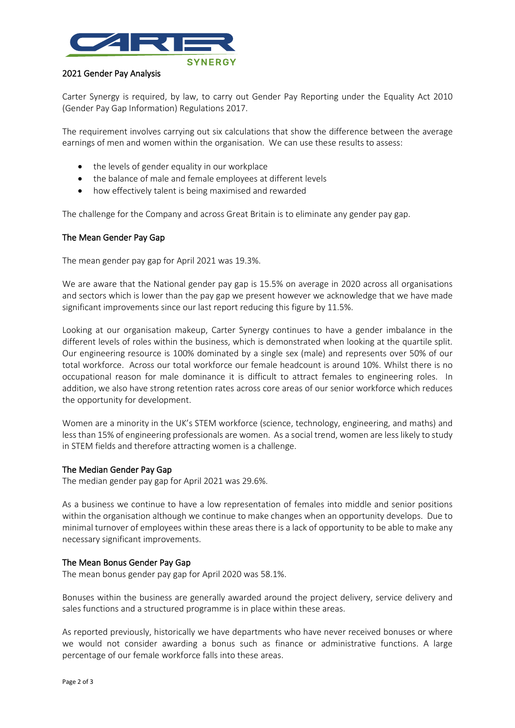## 2021 Gender Pay Analysis

Carter Synergy is required, by law, to carry out Gender Pay Reporting under the Equality Act 2010 (Gender Pay Gap Information) Regulations 2017.

The requirement involves carrying out six calculations that show the difference between the average earnings of men and women within the organisation. We can use these results to assess:

- the levels of gender equality in our workplace
- the balance of male and female employees at different levels
- how effectively talent is being maximised and rewarded

The challenge for the Company and across Great Britain is to eliminate any gender pay gap.

### The Mean Gender Pay Gap

The mean gender pay gap for April 2021 was 19.3%.

We are aware that the National gender pay gap is 15.5% on average in 2020 across all organisations and sectors which is lower than the pay gap we present however we acknowledge that we have made significant improvements since our last report reducing this figure by 11.5%.

Looking at our organisation makeup, Carter Synergy continues to have a gender imbalance in the different levels of roles within the business, which is demonstrated when looking at the quartile split. Our engineering resource is 100% dominated by a single sex (male) and represents over 50% of our total workforce. Across our total workforce our female headcount is around 10%. Whilst there is no occupational reason for male dominance it is difficult to attract females to engineering roles. In addition, we also have strong retention rates across core areas of our senior workforce which reduces the opportunity for development.

Women are a minority in the UK's STEM workforce (science, technology, engineering, and maths) and less than 15% of engineering professionals are women. As a social trend, women are less likely to study in STEM fields and therefore attracting women is a challenge.

### The Median Gender Pay Gap

The median gender pay gap for April 2021 was 29.6%.

As a business we continue to have a low representation of females into middle and senior positions within the organisation although we continue to make changes when an opportunity develops. Due to minimal turnover of employees within these areas there is a lack of opportunity to be able to make any necessary significant improvements.

### The Mean Bonus Gender Pay Gap

The mean bonus gender pay gap for April 2020 was 58.1%.

Bonuses within the business are generally awarded around the project delivery, service delivery and sales functions and a structured programme is in place within these areas.

As reported previously, historically we have departments who have never received bonuses or where we would not consider awarding a bonus such as finance or administrative functions. A large percentage of our female workforce falls into these areas.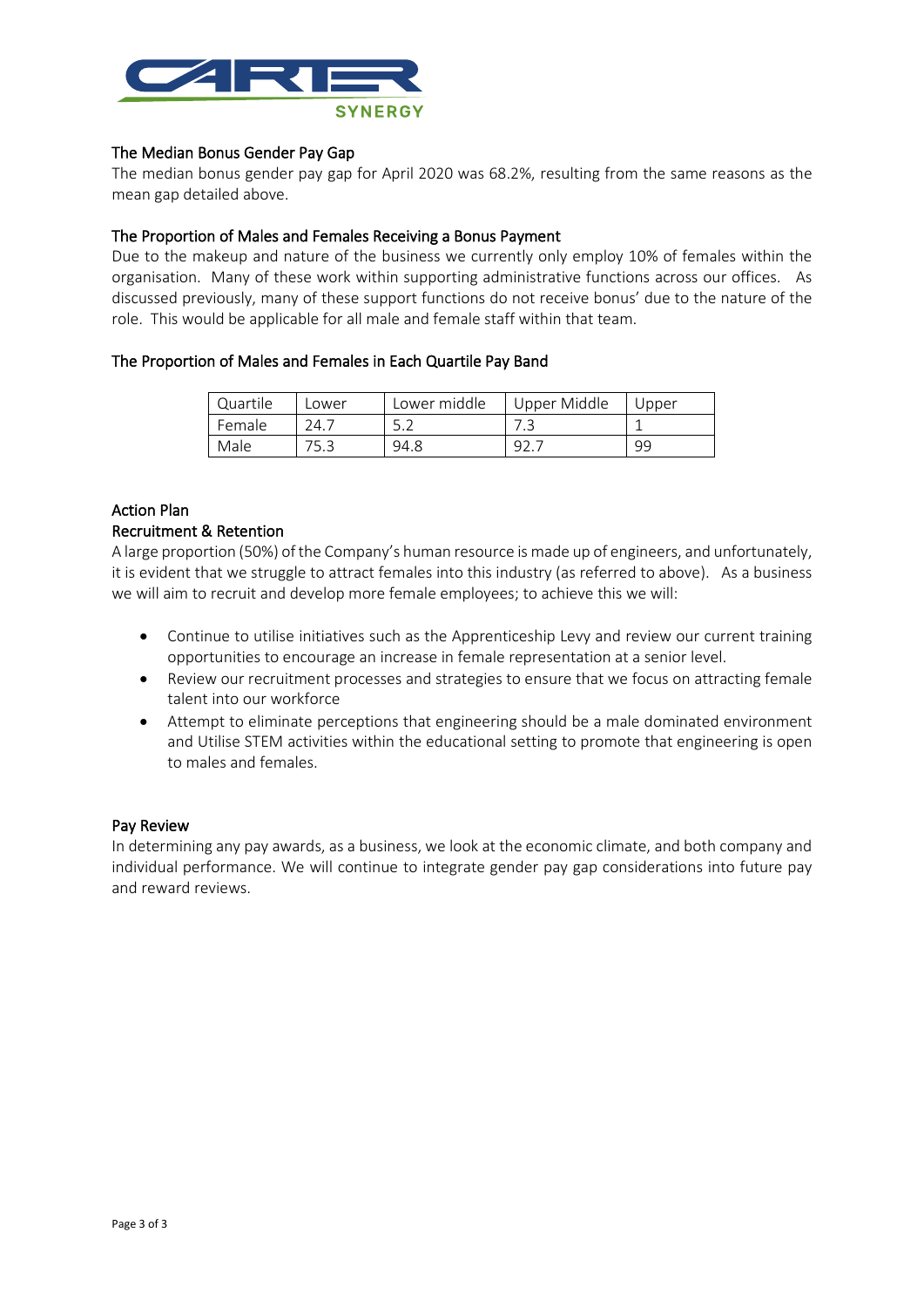### The Median Bonus Gender Pay Gap

The median bonus gender pay gap for April 2020 was 68.2%, resulting from the same reasons as the mean gap detailed above.

### The Proportion of Males and Females Receiving a Bonus Payment

Due to the makeup and nature of the business we currently only employ 10% of females within the organisation. Many of these work within supporting administrative functions across our offices. As discussed previously, many of these support functions do not receive bonus' due to the nature of the role. This would be applicable for all male and female staff within that team.

### The Proportion of Males and Females in Each Quartile Pay Band

| Quartile | Lower | Lower middle | Upper Middle | Upper |
|---|---|---|---|---|
| Female | 24.7 | 5.2 | 7.3 | 1 |
| Male | 75.3 | 94.8 | 92.7 | 99 |

### Action Plan

### Recruitment & Retention

A large proportion (50%) of the Company's human resource is made up of engineers, and unfortunately, it is evident that we struggle to attract females into this industry (as referred to above). As a business we will aim to recruit and develop more female employees; to achieve this we will:

- Continue to utilise initiatives such as the Apprenticeship Levy and review our current training opportunities to encourage an increase in female representation at a senior level.
- Review our recruitment processes and strategies to ensure that we focus on attracting female talent into our workforce
- Attempt to eliminate perceptions that engineering should be a male dominated environment and Utilise STEM activities within the educational setting to promote that engineering is open to males and females.

### Pay Review

In determining any pay awards, as a business, we look at the economic climate, and both company and individual performance. We will continue to integrate gender pay gap considerations into future pay and reward reviews.